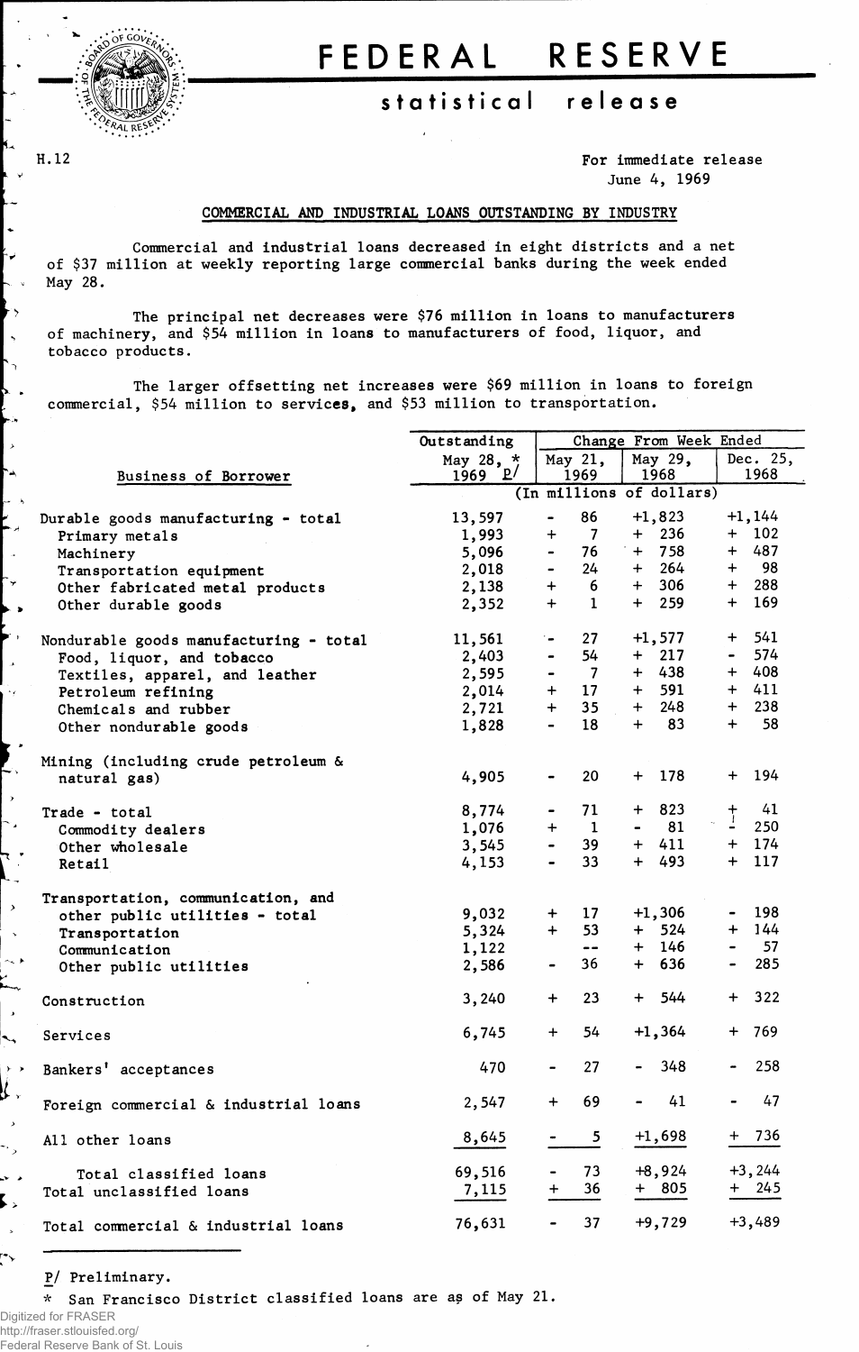# FEDERAL RESERVE

## statistical release

H.12

For immediate release
June 4, 1969

### COMMERCIAL AND INDUSTRIAL LOANS OUTSTANDING BY INDUSTRY

Commercial and industrial loans decreased in eight districts and a net of $37 million at weekly reporting large commercial banks during the week ended May 28.

The principal net decreases were $76 million in loans to manufacturers of machinery, and $54 million in loans to manufacturers of food, liquor, and tobacco products.

The larger offsetting net increases were $69 million in loans to foreign commercial, $54 million to services, and $53 million to transportation.

| Business of Borrower | Outstanding May 28, * 1969 p/ | Change From Week Ended May 21, 1969 | May 29, 1968 | Dec. 25, 1968 |
|---|---|---|---|---|
| | (In millions of dollars) | | | |
| Durable goods manufacturing - total | 13,597 | - 86 | +1,823 | +1,144 |
| Primary metals | 1,993 | + 7 | + 236 | + 102 |
| Machinery | 5,096 | - 76 | + 758 | + 487 |
| Transportation equipment | 2,018 | - 24 | + 264 | + 98 |
| Other fabricated metal products | 2,138 | + 6 | + 306 | + 288 |
| Other durable goods | 2,352 | + 1 | + 259 | + 169 |
| Nondurable goods manufacturing - total | 11,561 | - 27 | +1,577 | + 541 |
| Food, liquor, and tobacco | 2,403 | - 54 | + 217 | - 574 |
| Textiles, apparel, and leather | 2,595 | - 7 | + 438 | + 408 |
| Petroleum refining | 2,014 | + 17 | + 591 | + 411 |
| Chemicals and rubber | 2,721 | + 35 | + 248 | + 238 |
| Other nondurable goods | 1,828 | - 18 | + 83 | + 58 |
| Mining (including crude petroleum & natural gas) | 4,905 | - 20 | + 178 | + 194 |
| Trade - total | 8,774 | - 71 | + 823 | + 41 |
| Commodity dealers | 1,076 | + 1 | - 81 | - 250 |
| Other wholesale | 3,545 | - 39 | + 411 | + 174 |
| Retail | 4,153 | - 33 | + 493 | + 117 |
| Transportation, communication, and other public utilities - total | 9,032 | + 17 | +1,306 | - 198 |
| Transportation | 5,324 | + 53 | + 524 | + 144 |
| Communication | 1,122 | -- | + 146 | - 57 |
| Other public utilities | 2,586 | - 36 | + 636 | - 285 |
| Construction | 3,240 | + 23 | + 544 | + 322 |
| Services | 6,745 | + 54 | +1,364 | + 769 |
| Bankers' acceptances | 470 | - 27 | - 348 | - 258 |
| Foreign commercial & industrial loans | 2,547 | + 69 | - 41 | - 47 |
| All other loans | 8,645 | - 5 | +1,698 | + 736 |
| Total classified loans | 69,516 | - 73 | +8,924 | +3,244 |
| Total unclassified loans | 7,115 | + 36 | + 805 | + 245 |
| Total commercial & industrial loans | 76,631 | - 37 | +9,729 | +3,489 |

p/ Preliminary.

\* San Francisco District classified loans are as of May 21.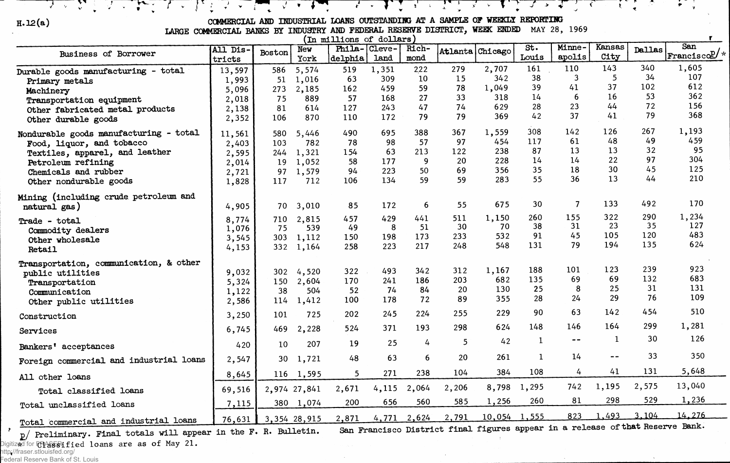H.12(a)

# COMMERCIAL AND INDUSTRIAL LOANS OUTSTANDING AT A SAMPLE OF WEEKLY REPORTING LARGE COMMERCIAL BANKS BY INDUSTRY AND FEDERAL RESERVE DISTRICT, WEEK ENDED MAY 28, 1969

(In millions of dollars)

| Business of Borrower | All Districts | Boston | New York | Philadelphia | Cleveland | Richmond | Atlanta | Chicago | St. Louis | Minneapolis | Kansas City | Dallas | San Francisco p/ * |
|---|---|---|---|---|---|---|---|---|---|---|---|---|---|
| Durable goods manufacturing - total | 13,597 | 586 | 5,574 | 519 | 1,351 | 222 | 279 | 2,707 | 161 | 110 | 143 | 340 | 1,605 |
| Primary metals | 1,993 | 51 | 1,016 | 63 | 309 | 10 | 15 | 342 | 38 | 3 | 5 | 34 | 107 |
| Machinery | 5,096 | 273 | 2,185 | 162 | 459 | 59 | 78 | 1,049 | 39 | 41 | 37 | 102 | 612 |
| Transportation equipment | 2,018 | 75 | 889 | 57 | 168 | 27 | 33 | 318 | 14 | 6 | 16 | 53 | 362 |
| Other fabricated metal products | 2,138 | 81 | 614 | 127 | 243 | 47 | 74 | 629 | 28 | 23 | 44 | 72 | 156 |
| Other durable goods | 2,352 | 106 | 870 | 110 | 172 | 79 | 79 | 369 | 42 | 37 | 41 | 79 | 368 |
| Nondurable goods manufacturing - total | 11,561 | 580 | 5,446 | 490 | 695 | 388 | 367 | 1,559 | 308 | 142 | 126 | 267 | 1,193 |
| Food, liquor, and tobacco | 2,403 | 103 | 782 | 78 | 98 | 57 | 97 | 454 | 117 | 61 | 48 | 49 | 459 |
| Textiles, apparel, and leather | 2,595 | 244 | 1,321 | 154 | 63 | 213 | 122 | 238 | 87 | 13 | 13 | 32 | 95 |
| Petroleum refining | 2,014 | 19 | 1,052 | 58 | 177 | 9 | 20 | 228 | 14 | 14 | 22 | 97 | 304 |
| Chemicals and rubber | 2,721 | 97 | 1,579 | 94 | 223 | 50 | 69 | 356 | 35 | 18 | 30 | 45 | 125 |
| Other nondurable goods | 1,828 | 117 | 712 | 106 | 134 | 59 | 59 | 283 | 55 | 36 | 13 | 44 | 210 |
| Mining (including crude petroleum and natural gas) | 4,905 | 70 | 3,010 | 85 | 172 | 6 | 55 | 675 | 30 | 7 | 133 | 492 | 170 |
| Trade - total | 8,774 | 710 | 2,815 | 457 | 429 | 441 | 511 | 1,150 | 260 | 155 | 322 | 290 | 1,234 |
| Commodity dealers | 1,076 | 75 | 539 | 49 | 8 | 51 | 30 | 70 | 38 | 31 | 23 | 35 | 127 |
| Other wholesale | 3,545 | 303 | 1,112 | 150 | 198 | 173 | 233 | 532 | 91 | 45 | 105 | 120 | 483 |
| Retail | 4,153 | 332 | 1,164 | 258 | 223 | 217 | 248 | 548 | 131 | 79 | 194 | 135 | 624 |
| Transportation, communication, & other public utilities | 9,032 | 302 | 4,520 | 322 | 493 | 342 | 312 | 1,167 | 188 | 101 | 123 | 239 | 923 |
| Transportation | 5,324 | 150 | 2,604 | 170 | 241 | 186 | 203 | 682 | 135 | 69 | 69 | 132 | 683 |
| Communication | 1,122 | 38 | 504 | 52 | 74 | 84 | 20 | 130 | 25 | 8 | 25 | 31 | 131 |
| Other public utilities | 2,586 | 114 | 1,412 | 100 | 178 | 72 | 89 | 355 | 28 | 24 | 29 | 76 | 109 |
| Construction | 3,250 | 101 | 725 | 202 | 245 | 224 | 255 | 229 | 90 | 63 | 142 | 454 | 510 |
| Services | 6,745 | 469 | 2,228 | 524 | 371 | 193 | 298 | 624 | 148 | 146 | 164 | 299 | 1,281 |
| Bankers' acceptances | 420 | 10 | 207 | 19 | 25 | 4 | 5 | 42 | 1 | -- | 1 | 30 | 126 |
| Foreign commercial and industrial loans | 2,547 | 30 | 1,721 | 48 | 63 | 6 | 20 | 261 | 1 | 14 | -- | 33 | 350 |
| All other loans | 8,645 | 116 | 1,595 | 5 | 271 | 238 | 104 | 384 | 108 | 4 | 41 | 131 | 5,648 |
| Total classified loans | 69,516 | 2,974 | 27,841 | 2,671 | 4,115 | 2,064 | 2,206 | 8,798 | 1,295 | 742 | 1,195 | 2,575 | 13,040 |
| Total unclassified loans | 7,115 | 380 | 1,074 | 200 | 656 | 560 | 585 | 1,256 | 260 | 81 | 298 | 529 | 1,236 |
| Total commercial and industrial loans | 76,631 | 3,354 | 28,915 | 2,871 | 4,771 | 2,624 | 2,791 | 10,054 | 1,555 | 823 | 1,493 | 3,104 | 14,276 |

p/ Preliminary. Final totals will appear in the F. R. Bulletin. San Francisco District final figures appear in a release of that Reserve Bank.

* Classified loans are as of May 21.